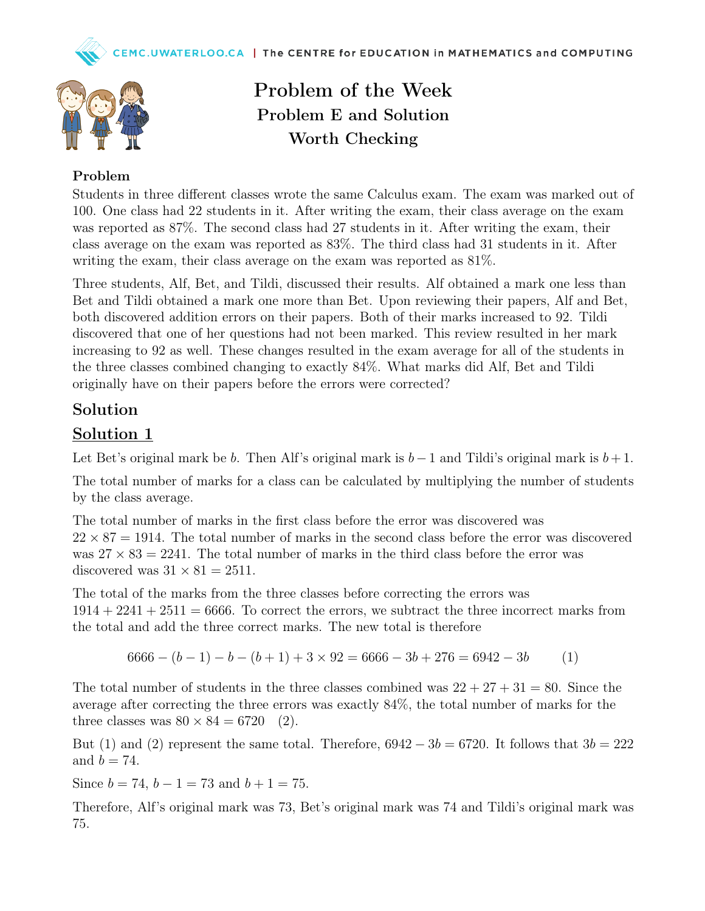# Problem of the Week
## Problem E and Solution
## Worth Checking

**Problem**

Students in three different classes wrote the same Calculus exam. The exam was marked out of 100. One class had 22 students in it. After writing the exam, their class average on the exam was reported as 87%. The second class had 27 students in it. After writing the exam, their class average on the exam was reported as 83%. The third class had 31 students in it. After writing the exam, their class average on the exam was reported as 81%.

Three students, Alf, Bet, and Tildi, discussed their results. Alf obtained a mark one less than Bet and Tildi obtained a mark one more than Bet. Upon reviewing their papers, Alf and Bet, both discovered addition errors on their papers. Both of their marks increased to 92. Tildi discovered that one of her questions had not been marked. This review resulted in her mark increasing to 92 as well. These changes resulted in the exam average for all of the students in the three classes combined changing to exactly 84%. What marks did Alf, Bet and Tildi originally have on their papers before the errors were corrected?

## Solution

### Solution 1

Let Bet's original mark be $b$. Then Alf's original mark is $b-1$ and Tildi's original mark is $b+1$.

The total number of marks for a class can be calculated by multiplying the number of students by the class average.

The total number of marks in the first class before the error was discovered was $22 \times 87 = 1914$. The total number of marks in the second class before the error was discovered was $27 \times 83 = 2241$. The total number of marks in the third class before the error was discovered was $31 \times 81 = 2511$.

The total of the marks from the three classes before correcting the errors was $1914 + 2241 + 2511 = 6666$. To correct the errors, we subtract the three incorrect marks from the total and add the three correct marks. The new total is therefore

$$6666 - (b-1) - b - (b+1) + 3 \times 92 = 6666 - 3b + 276 = 6942 - 3b \qquad (1)$$

The total number of students in the three classes combined was $22 + 27 + 31 = 80$. Since the average after correcting the three errors was exactly 84%, the total number of marks for the three classes was $80 \times 84 = 6720 \quad (2)$.

But (1) and (2) represent the same total. Therefore, $6942 - 3b = 6720$. It follows that $3b = 222$ and $b = 74$.

Since $b = 74$, $b - 1 = 73$ and $b + 1 = 75$.

Therefore, Alf's original mark was 73, Bet's original mark was 74 and Tildi's original mark was 75.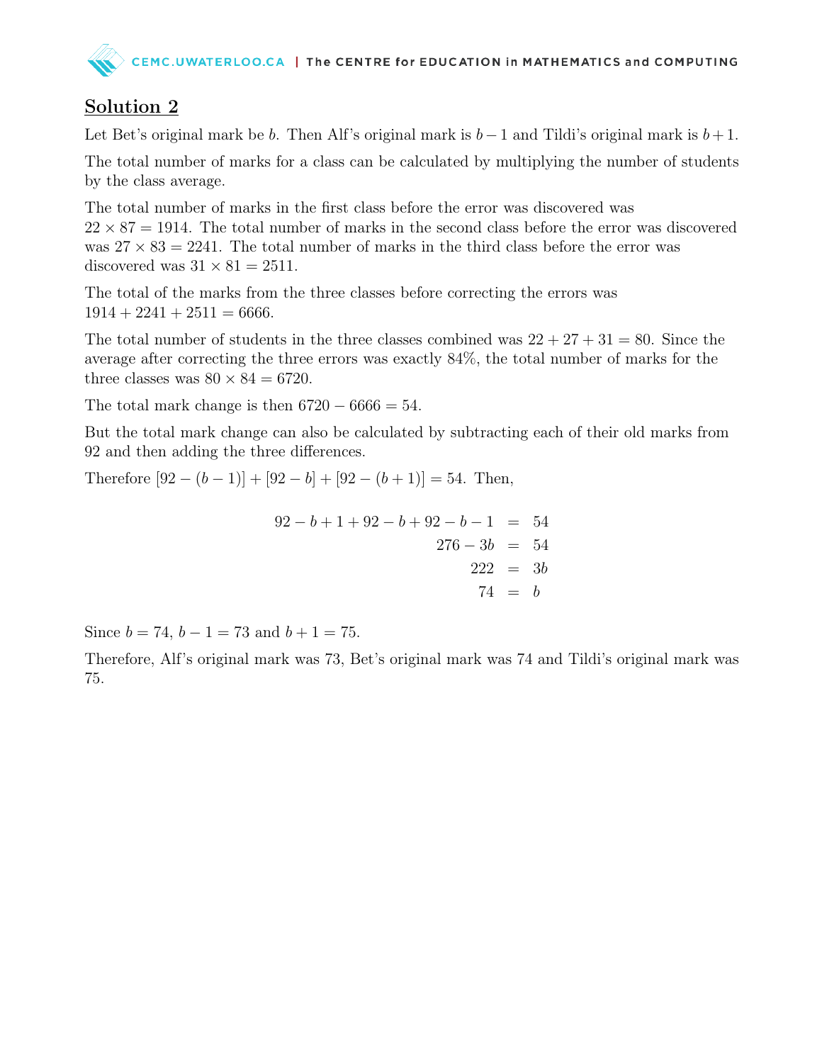## Solution 2

Let Bet's original mark be $b$. Then Alf's original mark is $b-1$ and Tildi's original mark is $b+1$.

The total number of marks for a class can be calculated by multiplying the number of students by the class average.

The total number of marks in the first class before the error was discovered was $22 \times 87 = 1914$. The total number of marks in the second class before the error was discovered was $27 \times 83 = 2241$. The total number of marks in the third class before the error was discovered was $31 \times 81 = 2511$.

The total of the marks from the three classes before correcting the errors was $1914 + 2241 + 2511 = 6666$.

The total number of students in the three classes combined was $22 + 27 + 31 = 80$. Since the average after correcting the three errors was exactly 84%, the total number of marks for the three classes was $80 \times 84 = 6720$.

The total mark change is then $6720 - 6666 = 54$.

But the total mark change can also be calculated by subtracting each of their old marks from 92 and then adding the three differences.

Therefore $[92 - (b-1)] + [92 - b] + [92 - (b+1)] = 54$. Then,

$$
\begin{aligned}
92 - b + 1 + 92 - b + 92 - b - 1 &= 54 \\
276 - 3b &= 54 \\
222 &= 3b \\
74 &= b
\end{aligned}
$$

Since $b = 74$, $b - 1 = 73$ and $b + 1 = 75$.

Therefore, Alf's original mark was 73, Bet's original mark was 74 and Tildi's original mark was 75.